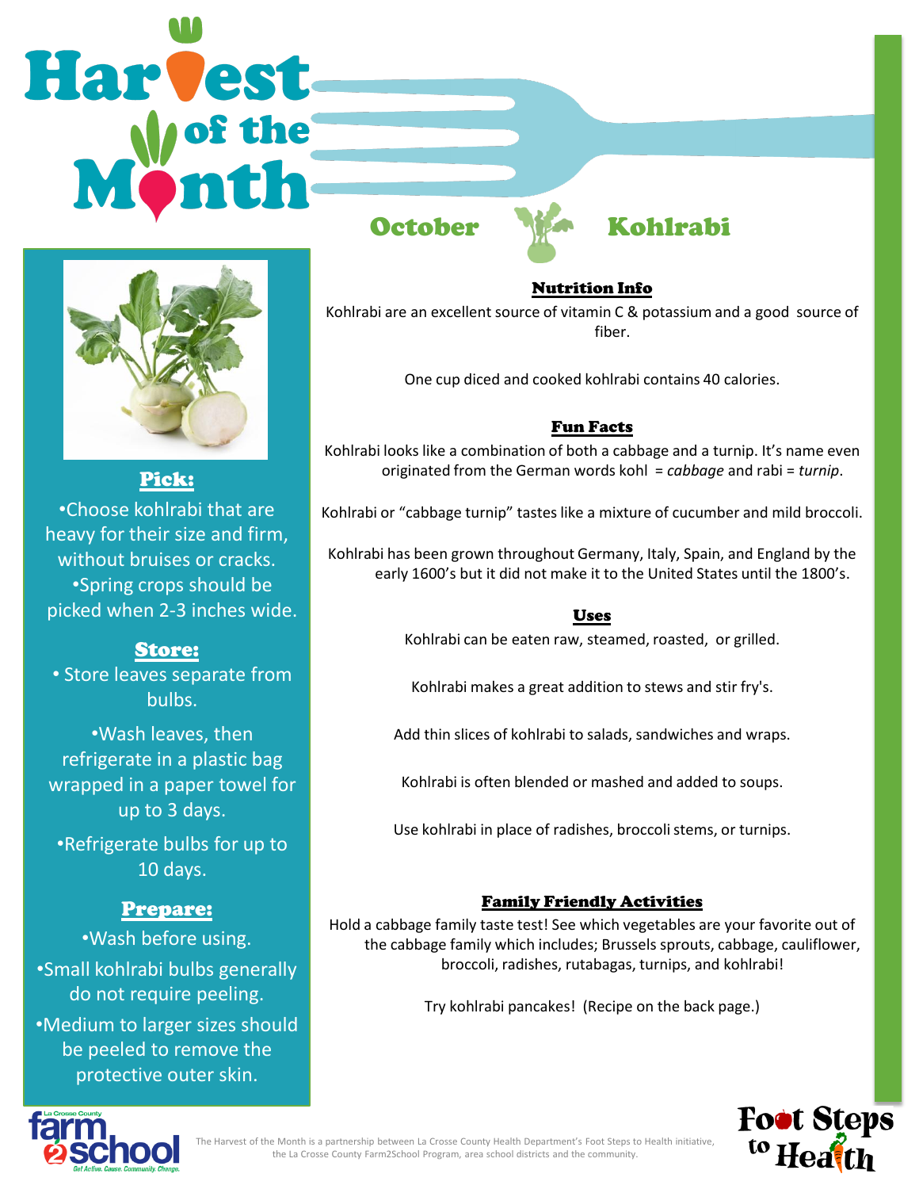# Harvest of the Month

## October — Kohlrabi

### Pick:

- Choose kohlrabi that are heavy for their size and firm, without bruises or cracks.
- Spring crops should be picked when 2-3 inches wide.

### Store:

- Store leaves separate from bulbs.
- Wash leaves, then refrigerate in a plastic bag wrapped in a paper towel for up to 3 days.
- Refrigerate bulbs for up to 10 days.

### Prepare:

- Wash before using.
- Small kohlrabi bulbs generally do not require peeling.
- Medium to larger sizes should be peeled to remove the protective outer skin.

### Nutrition Info

Kohlrabi are an excellent source of vitamin C & potassium and a good source of fiber.

One cup diced and cooked kohlrabi contains 40 calories.

### Fun Facts

Kohlrabi looks like a combination of both a cabbage and a turnip. It's name even originated from the German words kohl = *cabbage* and rabi = *turnip*.

Kohlrabi or "cabbage turnip" tastes like a mixture of cucumber and mild broccoli.

Kohlrabi has been grown throughout Germany, Italy, Spain, and England by the early 1600's but it did not make it to the United States until the 1800's.

### Uses

Kohlrabi can be eaten raw, steamed, roasted, or grilled.

Kohlrabi makes a great addition to stews and stir fry's.

Add thin slices of kohlrabi to salads, sandwiches and wraps.

Kohlrabi is often blended or mashed and added to soups.

Use kohlrabi in place of radishes, broccoli stems, or turnips.

### Family Friendly Activities

Hold a cabbage family taste test! See which vegetables are your favorite out of the cabbage family which includes; Brussels sprouts, cabbage, cauliflower, broccoli, radishes, rutabagas, turnips, and kohlrabi!

Try kohlrabi pancakes! (Recipe on the back page.)

The Harvest of the Month is a partnership between La Crosse County Health Department's Foot Steps to Health initiative, the La Crosse County Farm2School Program, area school districts and the community.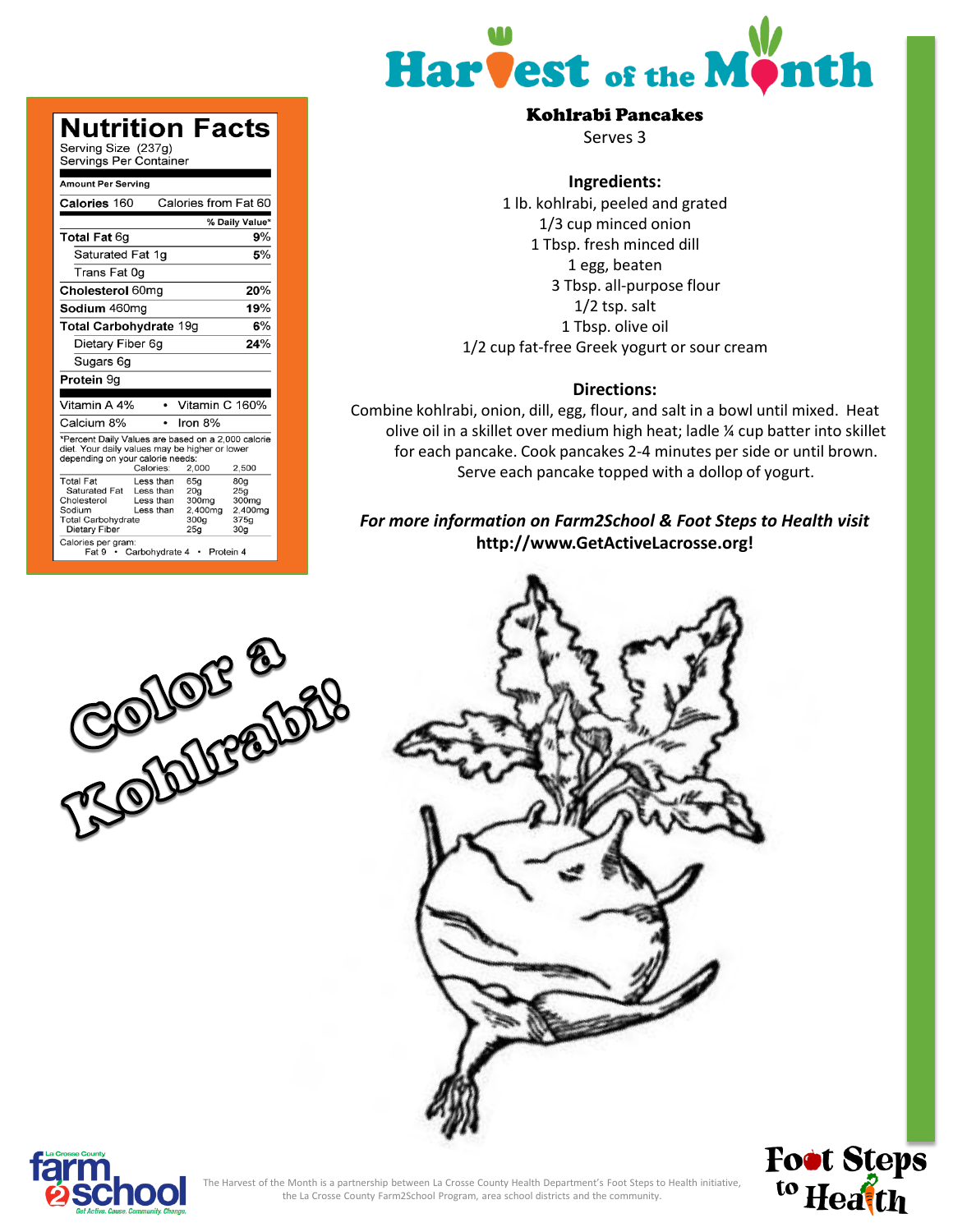# Harvest of the Month

## Kohlrabi Pancakes

Serves 3

**Ingredients:**

1 lb. kohlrabi, peeled and grated
1/3 cup minced onion
1 Tbsp. fresh minced dill
1 egg, beaten
3 Tbsp. all-purpose flour
1/2 tsp. salt
1 Tbsp. olive oil
1/2 cup fat-free Greek yogurt or sour cream

**Directions:**

Combine kohlrabi, onion, dill, egg, flour, and salt in a bowl until mixed. Heat olive oil in a skillet over medium high heat; ladle ¼ cup batter into skillet for each pancake. Cook pancakes 2-4 minutes per side or until brown. Serve each pancake topped with a dollop of yogurt.

***For more information on Farm2School & Foot Steps to Health visit* http://www.GetActiveLacrosse.org!**

## Nutrition Facts

Serving Size (237g)
Servings Per Container

| Amount Per Serving | |
|---|---|
| **Calories** 160 | Calories from Fat 60 |
| | **% Daily Value*** |
| **Total Fat** 6g | **9%** |
| Saturated Fat 1g | **5%** |
| Trans Fat 0g | |
| **Cholesterol** 60mg | **20%** |
| **Sodium** 460mg | **19%** |
| **Total Carbohydrate** 19g | **6%** |
| Dietary Fiber 6g | **24%** |
| Sugars 6g | |
| **Protein** 9g | |
| Vitamin A 4% | Vitamin C 160% |
| Calcium 8% | Iron 8% |

*Percent Daily Values are based on a 2,000 calorie diet. Your daily values may be higher or lower depending on your calorie needs:

| | Calories: | 2,000 | 2,500 |
|---|---|---|---|
| Total Fat | Less than | 65g | 80g |
| Saturated Fat | Less than | 20g | 25g |
| Cholesterol | Less than | 300mg | 300mg |
| Sodium | Less than | 2,400mg | 2,400mg |
| Total Carbohydrate | | 300g | 375g |
| Dietary Fiber | | 25g | 30g |

Calories per gram:
Fat 9 • Carbohydrate 4 • Protein 4

**Color a Kohlrabi!**

La Crosse County farm2school — Get Active. Cause. Community. Change.

The Harvest of the Month is a partnership between La Crosse County Health Department's Foot Steps to Health initiative, the La Crosse County Farm2School Program, area school districts and the community.

Foot Steps to Health